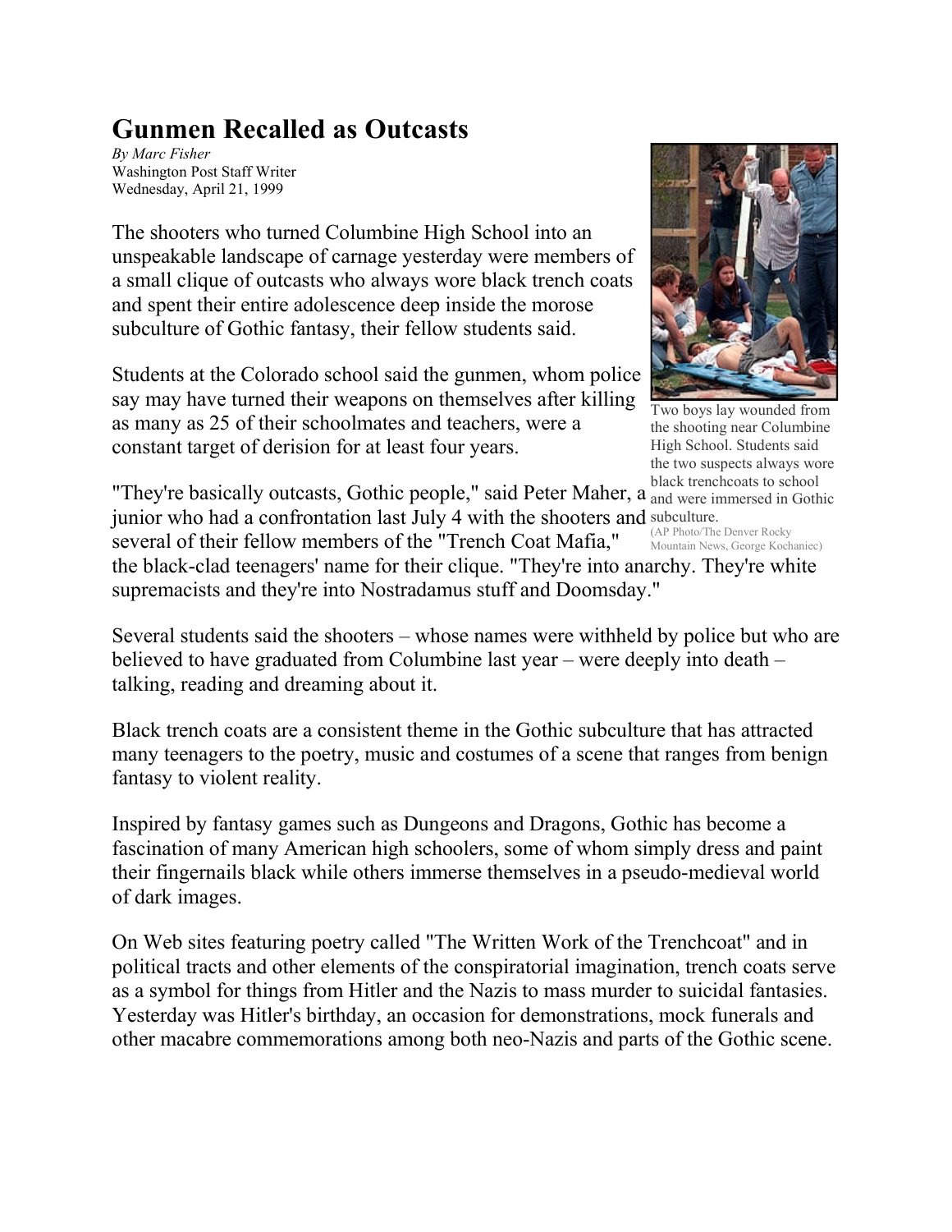# Gunmen Recalled as Outcasts

*By Marc Fisher*
Washington Post Staff Writer
Wednesday, April 21, 1999

The shooters who turned Columbine High School into an unspeakable landscape of carnage yesterday were members of a small clique of outcasts who always wore black trench coats and spent their entire adolescence deep inside the morose subculture of Gothic fantasy, their fellow students said.

Students at the Colorado school said the gunmen, whom police say may have turned their weapons on themselves after killing as many as 25 of their schoolmates and teachers, were a constant target of derision for at least four years.

Two boys lay wounded from the shooting near Columbine High School. Students said the two suspects always wore black trenchcoats to school and were immersed in Gothic subculture.
(AP Photo/The Denver Rocky Mountain News, George Kochaniec)

"They're basically outcasts, Gothic people," said Peter Maher, a junior who had a confrontation last July 4 with the shooters and several of their fellow members of the "Trench Coat Mafia," the black-clad teenagers' name for their clique. "They're into anarchy. They're white supremacists and they're into Nostradamus stuff and Doomsday."

Several students said the shooters – whose names were withheld by police but who are believed to have graduated from Columbine last year – were deeply into death – talking, reading and dreaming about it.

Black trench coats are a consistent theme in the Gothic subculture that has attracted many teenagers to the poetry, music and costumes of a scene that ranges from benign fantasy to violent reality.

Inspired by fantasy games such as Dungeons and Dragons, Gothic has become a fascination of many American high schoolers, some of whom simply dress and paint their fingernails black while others immerse themselves in a pseudo-medieval world of dark images.

On Web sites featuring poetry called "The Written Work of the Trenchcoat" and in political tracts and other elements of the conspiratorial imagination, trench coats serve as a symbol for things from Hitler and the Nazis to mass murder to suicidal fantasies. Yesterday was Hitler's birthday, an occasion for demonstrations, mock funerals and other macabre commemorations among both neo-Nazis and parts of the Gothic scene.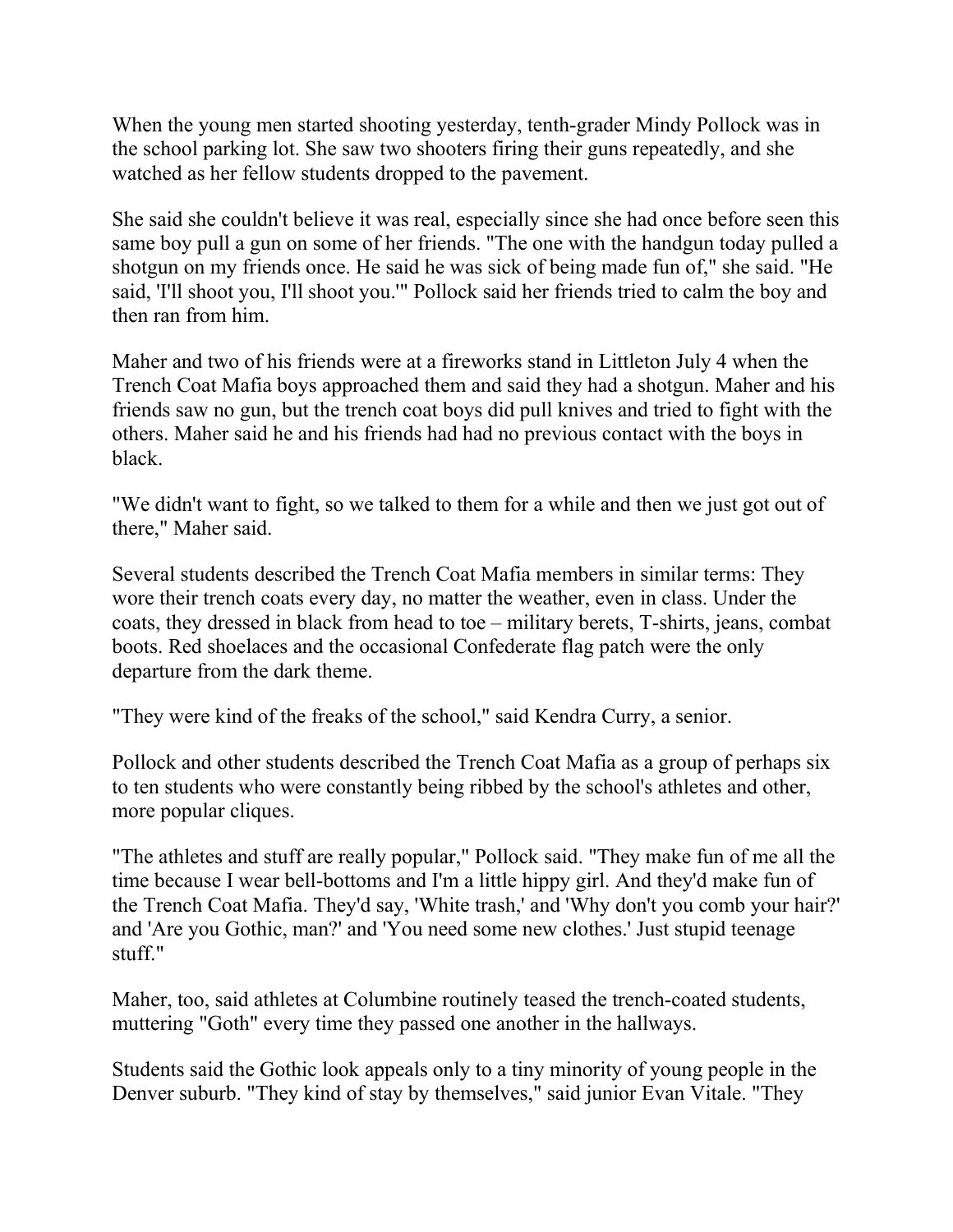When the young men started shooting yesterday, tenth-grader Mindy Pollock was in the school parking lot. She saw two shooters firing their guns repeatedly, and she watched as her fellow students dropped to the pavement.

She said she couldn't believe it was real, especially since she had once before seen this same boy pull a gun on some of her friends. "The one with the handgun today pulled a shotgun on my friends once. He said he was sick of being made fun of," she said. "He said, 'I'll shoot you, I'll shoot you.'" Pollock said her friends tried to calm the boy and then ran from him.

Maher and two of his friends were at a fireworks stand in Littleton July 4 when the Trench Coat Mafia boys approached them and said they had a shotgun. Maher and his friends saw no gun, but the trench coat boys did pull knives and tried to fight with the others. Maher said he and his friends had had no previous contact with the boys in black.

"We didn't want to fight, so we talked to them for a while and then we just got out of there," Maher said.

Several students described the Trench Coat Mafia members in similar terms: They wore their trench coats every day, no matter the weather, even in class. Under the coats, they dressed in black from head to toe – military berets, T-shirts, jeans, combat boots. Red shoelaces and the occasional Confederate flag patch were the only departure from the dark theme.

"They were kind of the freaks of the school," said Kendra Curry, a senior.

Pollock and other students described the Trench Coat Mafia as a group of perhaps six to ten students who were constantly being ribbed by the school's athletes and other, more popular cliques.

"The athletes and stuff are really popular," Pollock said. "They make fun of me all the time because I wear bell-bottoms and I'm a little hippy girl. And they'd make fun of the Trench Coat Mafia. They'd say, 'White trash,' and 'Why don't you comb your hair?' and 'Are you Gothic, man?' and 'You need some new clothes.' Just stupid teenage stuff."

Maher, too, said athletes at Columbine routinely teased the trench-coated students, muttering "Goth" every time they passed one another in the hallways.

Students said the Gothic look appeals only to a tiny minority of young people in the Denver suburb. "They kind of stay by themselves," said junior Evan Vitale. "They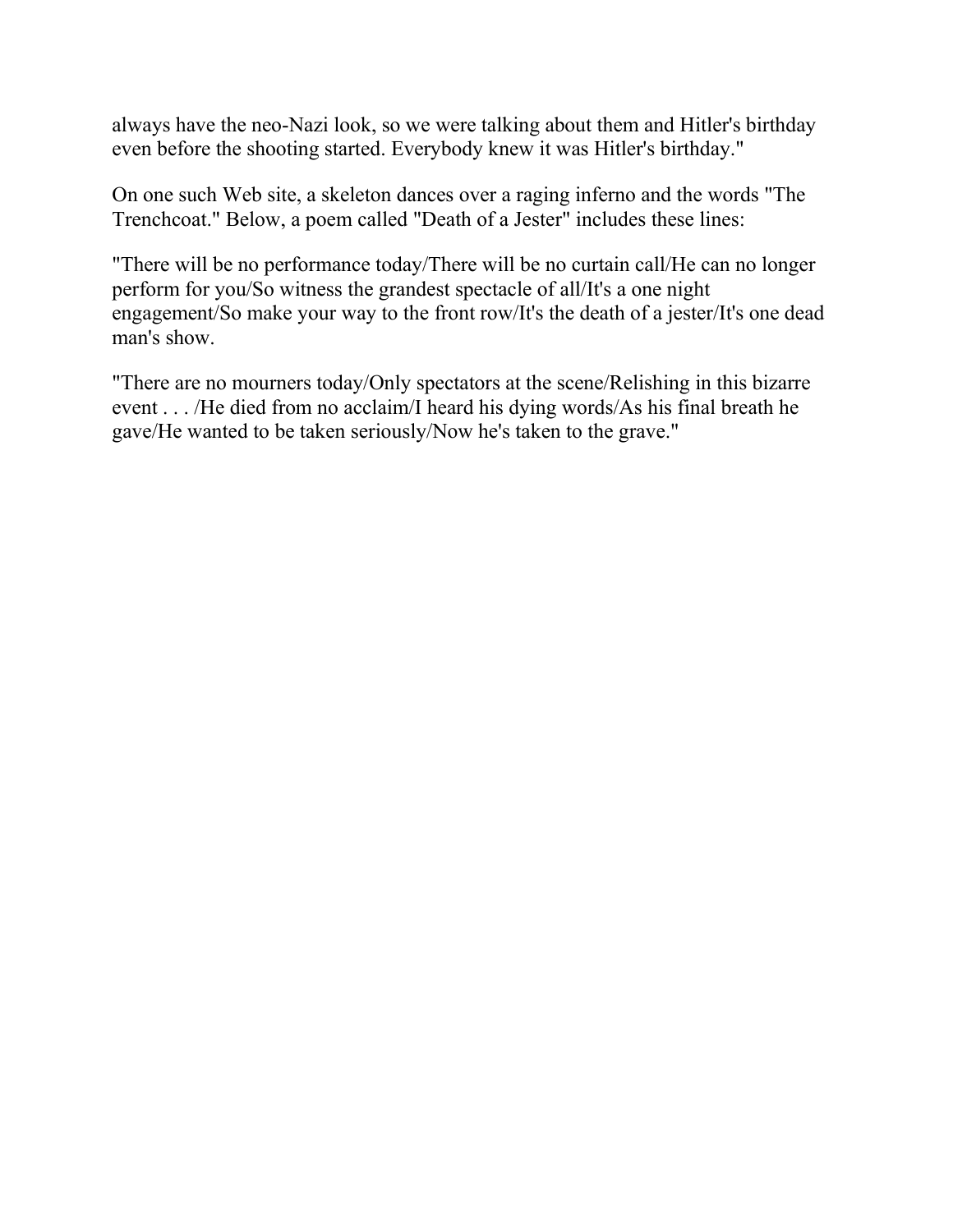always have the neo-Nazi look, so we were talking about them and Hitler's birthday even before the shooting started. Everybody knew it was Hitler's birthday."

On one such Web site, a skeleton dances over a raging inferno and the words "The Trenchcoat." Below, a poem called "Death of a Jester" includes these lines:

"There will be no performance today/There will be no curtain call/He can no longer perform for you/So witness the grandest spectacle of all/It's a one night engagement/So make your way to the front row/It's the death of a jester/It's one dead man's show.

"There are no mourners today/Only spectators at the scene/Relishing in this bizarre event . . . /He died from no acclaim/I heard his dying words/As his final breath he gave/He wanted to be taken seriously/Now he's taken to the grave."